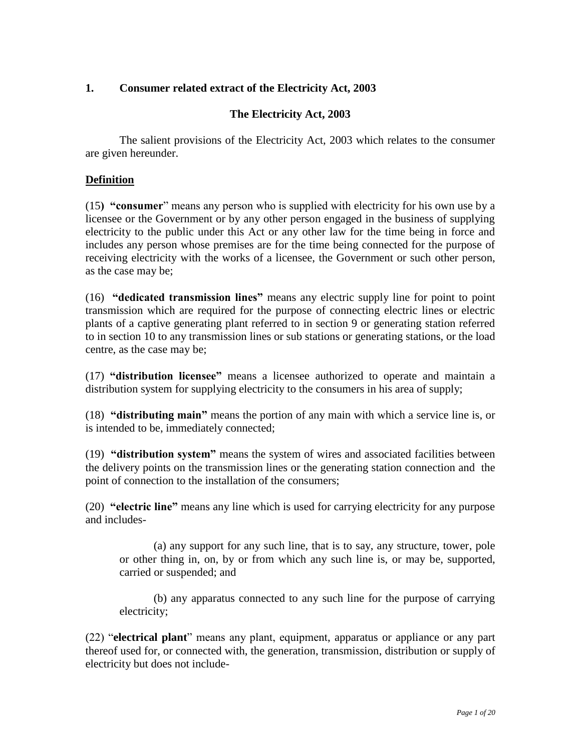## 1. Consumer related extract of the Electricity Act, 2003

### The Electricity Act, 2003

The salient provisions of the Electricity Act, 2003 which relates to the consumer are given hereunder.

**<u>Definition</u>**

(15) "**consumer**" means any person who is supplied with electricity for his own use by a licensee or the Government or by any other person engaged in the business of supplying electricity to the public under this Act or any other law for the time being in force and includes any person whose premises are for the time being connected for the purpose of receiving electricity with the works of a licensee, the Government or such other person, as the case may be;

(16) **"dedicated transmission lines"** means any electric supply line for point to point transmission which are required for the purpose of connecting electric lines or electric plants of a captive generating plant referred to in section 9 or generating station referred to in section 10 to any transmission lines or sub stations or generating stations, or the load centre, as the case may be;

(17) **"distribution licensee"** means a licensee authorized to operate and maintain a distribution system for supplying electricity to the consumers in his area of supply;

(18) **"distributing main"** means the portion of any main with which a service line is, or is intended to be, immediately connected;

(19) **"distribution system"** means the system of wires and associated facilities between the delivery points on the transmission lines or the generating station connection and the point of connection to the installation of the consumers;

(20) **"electric line"** means any line which is used for carrying electricity for any purpose and includes-

> (a) any support for any such line, that is to say, any structure, tower, pole or other thing in, on, by or from which any such line is, or may be, supported, carried or suspended; and
>
> (b) any apparatus connected to any such line for the purpose of carrying electricity;

(22) "**electrical plant**" means any plant, equipment, apparatus or appliance or any part thereof used for, or connected with, the generation, transmission, distribution or supply of electricity but does not include-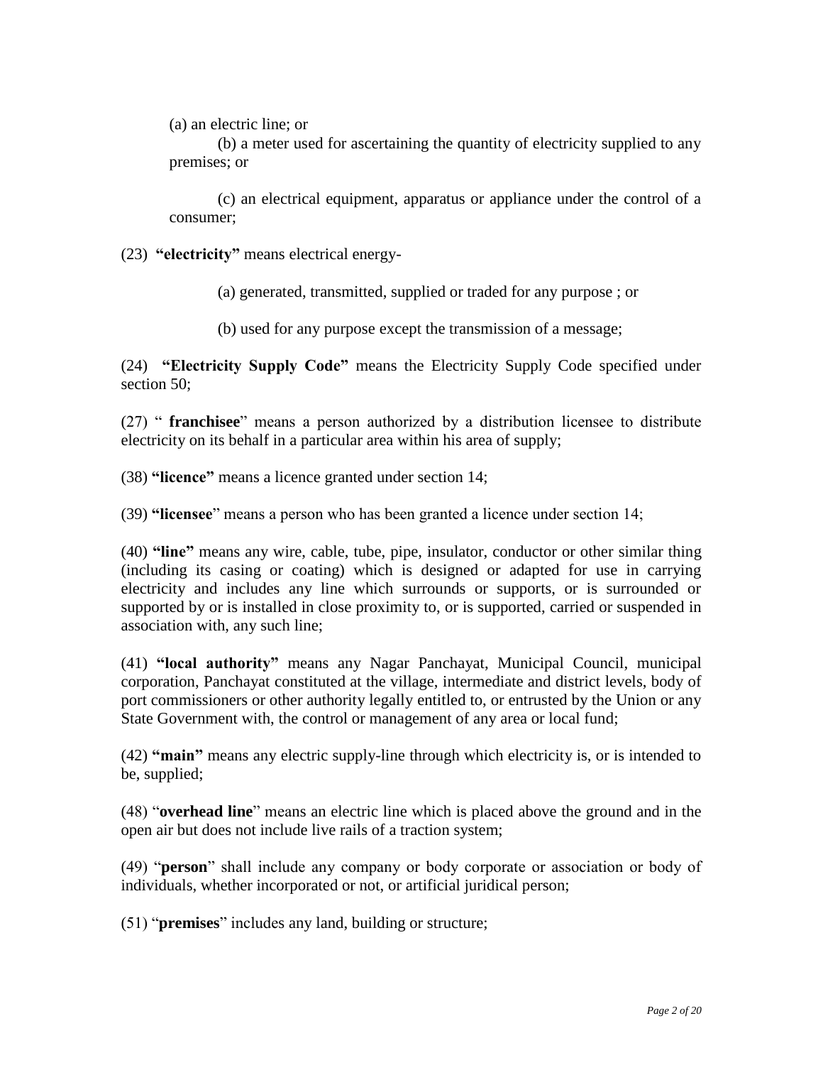(a) an electric line; or

(b) a meter used for ascertaining the quantity of electricity supplied to any premises; or

(c) an electrical equipment, apparatus or appliance under the control of a consumer;

(23) **"electricity"** means electrical energy-

(a) generated, transmitted, supplied or traded for any purpose ; or

(b) used for any purpose except the transmission of a message;

(24) **"Electricity Supply Code"** means the Electricity Supply Code specified under section 50;

(27) " **franchisee**" means a person authorized by a distribution licensee to distribute electricity on its behalf in a particular area within his area of supply;

(38) **"licence"** means a licence granted under section 14;

(39) **"licensee**" means a person who has been granted a licence under section 14;

(40) **"line"** means any wire, cable, tube, pipe, insulator, conductor or other similar thing (including its casing or coating) which is designed or adapted for use in carrying electricity and includes any line which surrounds or supports, or is surrounded or supported by or is installed in close proximity to, or is supported, carried or suspended in association with, any such line;

(41) **"local authority"** means any Nagar Panchayat, Municipal Council, municipal corporation, Panchayat constituted at the village, intermediate and district levels, body of port commissioners or other authority legally entitled to, or entrusted by the Union or any State Government with, the control or management of any area or local fund;

(42) **"main"** means any electric supply-line through which electricity is, or is intended to be, supplied;

(48) "**overhead line**" means an electric line which is placed above the ground and in the open air but does not include live rails of a traction system;

(49) "**person**" shall include any company or body corporate or association or body of individuals, whether incorporated or not, or artificial juridical person;

(51) "**premises**" includes any land, building or structure;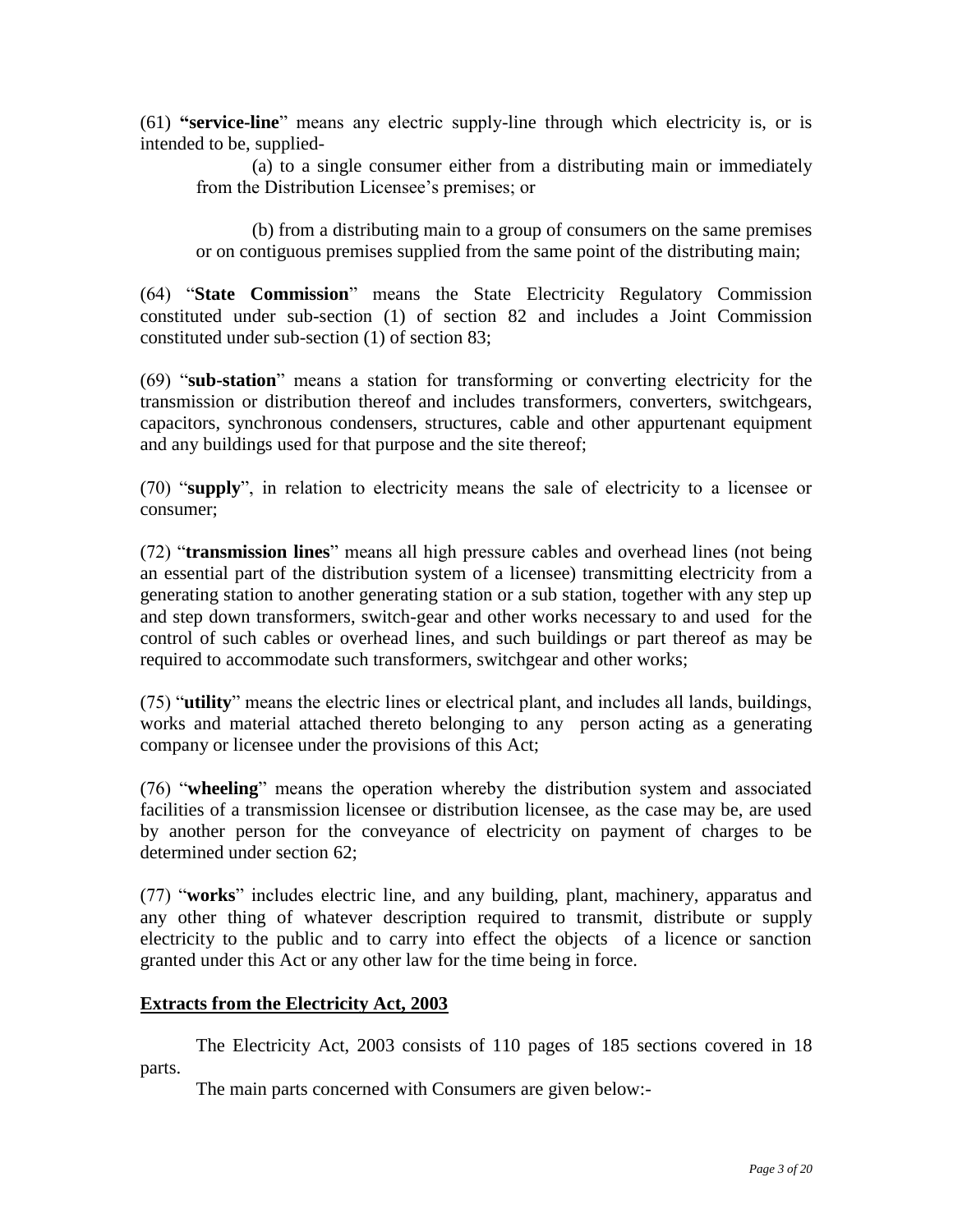(61) **"service-line**" means any electric supply-line through which electricity is, or is intended to be, supplied-

> (a) to a single consumer either from a distributing main or immediately from the Distribution Licensee's premises; or
>
> (b) from a distributing main to a group of consumers on the same premises or on contiguous premises supplied from the same point of the distributing main;

(64) "**State Commission**" means the State Electricity Regulatory Commission constituted under sub-section (1) of section 82 and includes a Joint Commission constituted under sub-section (1) of section 83;

(69) "**sub-station**" means a station for transforming or converting electricity for the transmission or distribution thereof and includes transformers, converters, switchgears, capacitors, synchronous condensers, structures, cable and other appurtenant equipment and any buildings used for that purpose and the site thereof;

(70) "**supply**", in relation to electricity means the sale of electricity to a licensee or consumer;

(72) "**transmission lines**" means all high pressure cables and overhead lines (not being an essential part of the distribution system of a licensee) transmitting electricity from a generating station to another generating station or a sub station, together with any step up and step down transformers, switch-gear and other works necessary to and used for the control of such cables or overhead lines, and such buildings or part thereof as may be required to accommodate such transformers, switchgear and other works;

(75) "**utility**" means the electric lines or electrical plant, and includes all lands, buildings, works and material attached thereto belonging to any person acting as a generating company or licensee under the provisions of this Act;

(76) "**wheeling**" means the operation whereby the distribution system and associated facilities of a transmission licensee or distribution licensee, as the case may be, are used by another person for the conveyance of electricity on payment of charges to be determined under section 62;

(77) "**works**" includes electric line, and any building, plant, machinery, apparatus and any other thing of whatever description required to transmit, distribute or supply electricity to the public and to carry into effect the objects of a licence or sanction granted under this Act or any other law for the time being in force.

## Extracts from the Electricity Act, 2003

The Electricity Act, 2003 consists of 110 pages of 185 sections covered in 18 parts.

The main parts concerned with Consumers are given below:-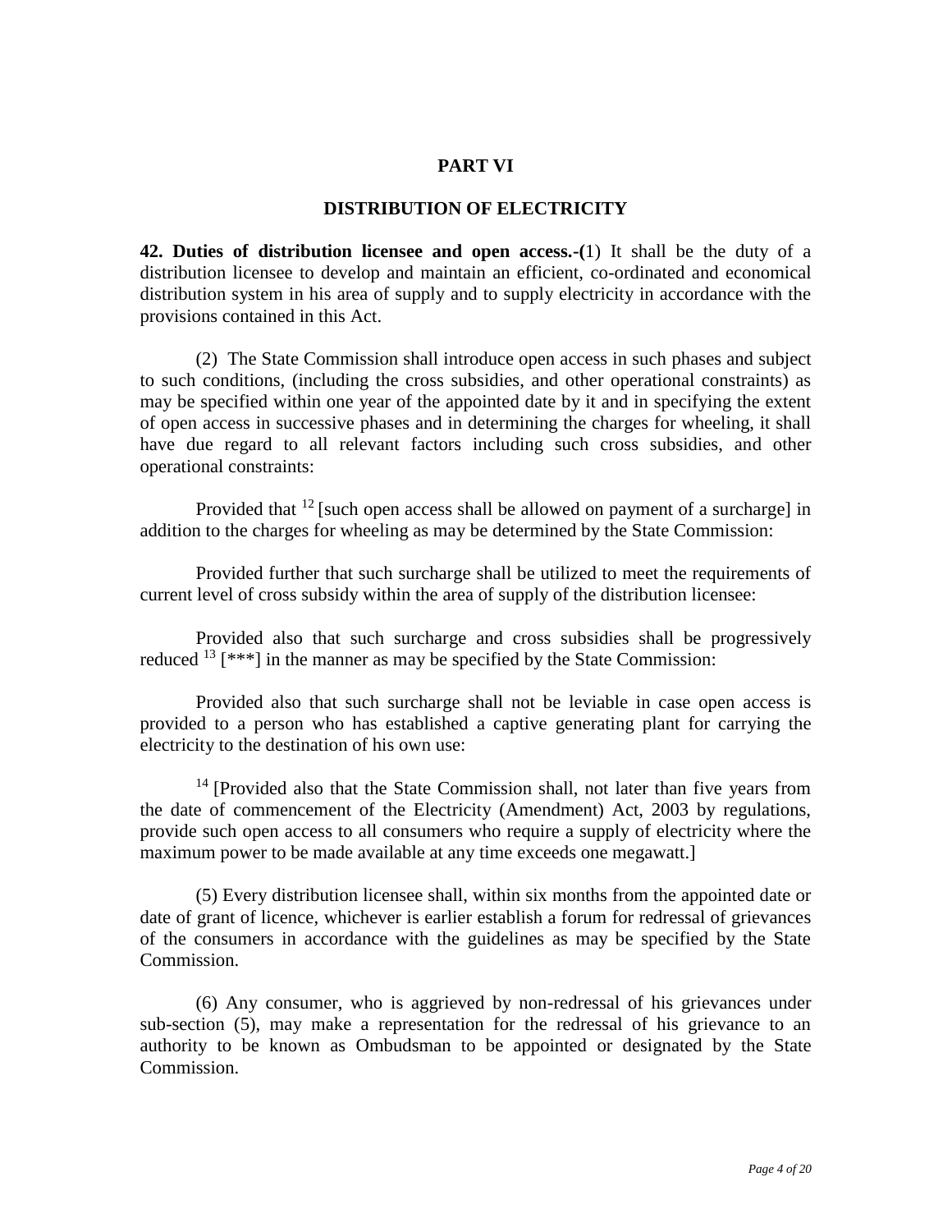## PART VI

## DISTRIBUTION OF ELECTRICITY

**42. Duties of distribution licensee and open access.-(**1) It shall be the duty of a distribution licensee to develop and maintain an efficient, co-ordinated and economical distribution system in his area of supply and to supply electricity in accordance with the provisions contained in this Act.

(2) The State Commission shall introduce open access in such phases and subject to such conditions, (including the cross subsidies, and other operational constraints) as may be specified within one year of the appointed date by it and in specifying the extent of open access in successive phases and in determining the charges for wheeling, it shall have due regard to all relevant factors including such cross subsidies, and other operational constraints:

Provided that [12] [such open access shall be allowed on payment of a surcharge] in addition to the charges for wheeling as may be determined by the State Commission:

Provided further that such surcharge shall be utilized to meet the requirements of current level of cross subsidy within the area of supply of the distribution licensee:

Provided also that such surcharge and cross subsidies shall be progressively reduced [13] [***] in the manner as may be specified by the State Commission:

Provided also that such surcharge shall not be leviable in case open access is provided to a person who has established a captive generating plant for carrying the electricity to the destination of his own use:

[14] [Provided also that the State Commission shall, not later than five years from the date of commencement of the Electricity (Amendment) Act, 2003 by regulations, provide such open access to all consumers who require a supply of electricity where the maximum power to be made available at any time exceeds one megawatt.]

(5) Every distribution licensee shall, within six months from the appointed date or date of grant of licence, whichever is earlier establish a forum for redressal of grievances of the consumers in accordance with the guidelines as may be specified by the State Commission.

(6) Any consumer, who is aggrieved by non-redressal of his grievances under sub-section (5), may make a representation for the redressal of his grievance to an authority to be known as Ombudsman to be appointed or designated by the State Commission.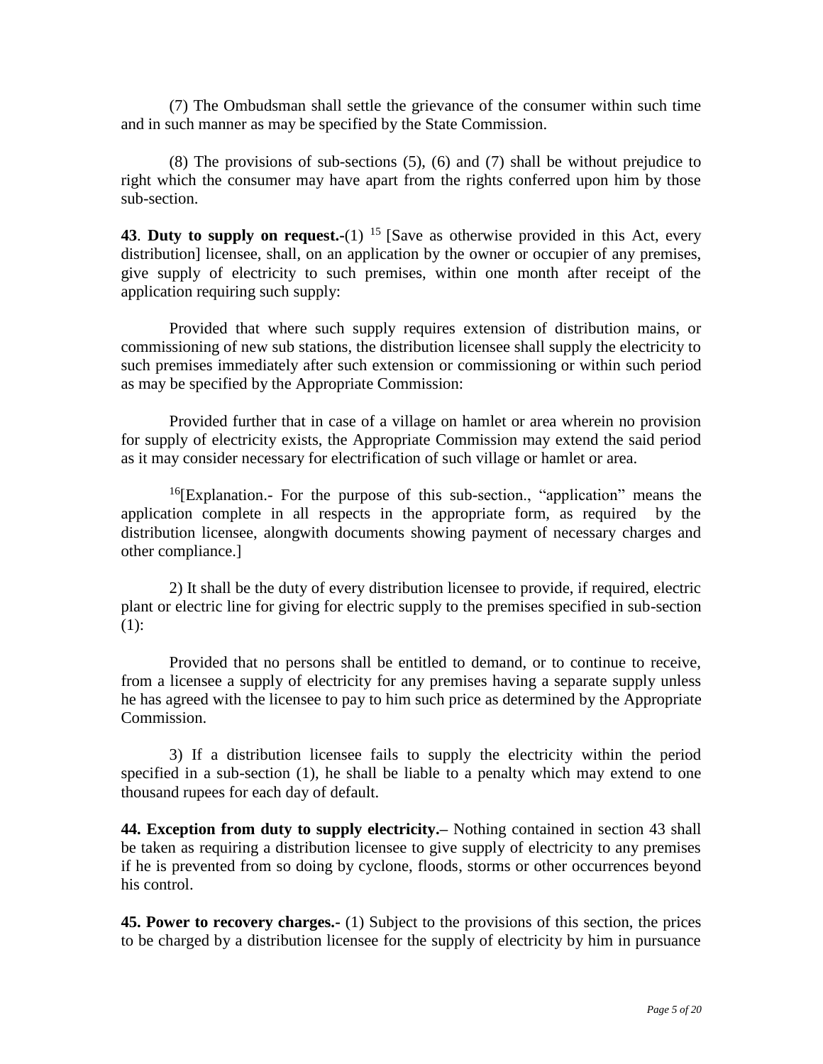(7) The Ombudsman shall settle the grievance of the consumer within such time and in such manner as may be specified by the State Commission.

(8) The provisions of sub-sections (5), (6) and (7) shall be without prejudice to right which the consumer may have apart from the rights conferred upon him by those sub-section.

**43**. **Duty to supply on request.**-(1) [15] [Save as otherwise provided in this Act, every distribution] licensee, shall, on an application by the owner or occupier of any premises, give supply of electricity to such premises, within one month after receipt of the application requiring such supply:

Provided that where such supply requires extension of distribution mains, or commissioning of new sub stations, the distribution licensee shall supply the electricity to such premises immediately after such extension or commissioning or within such period as may be specified by the Appropriate Commission:

Provided further that in case of a village on hamlet or area wherein no provision for supply of electricity exists, the Appropriate Commission may extend the said period as it may consider necessary for electrification of such village or hamlet or area.

[16][Explanation.- For the purpose of this sub-section., "application" means the application complete in all respects in the appropriate form, as required by the distribution licensee, alongwith documents showing payment of necessary charges and other compliance.]

2) It shall be the duty of every distribution licensee to provide, if required, electric plant or electric line for giving for electric supply to the premises specified in sub-section (1):

Provided that no persons shall be entitled to demand, or to continue to receive, from a licensee a supply of electricity for any premises having a separate supply unless he has agreed with the licensee to pay to him such price as determined by the Appropriate Commission.

3) If a distribution licensee fails to supply the electricity within the period specified in a sub-section (1), he shall be liable to a penalty which may extend to one thousand rupees for each day of default.

**44. Exception from duty to supply electricity.–** Nothing contained in section 43 shall be taken as requiring a distribution licensee to give supply of electricity to any premises if he is prevented from so doing by cyclone, floods, storms or other occurrences beyond his control.

**45. Power to recovery charges.-** (1) Subject to the provisions of this section, the prices to be charged by a distribution licensee for the supply of electricity by him in pursuance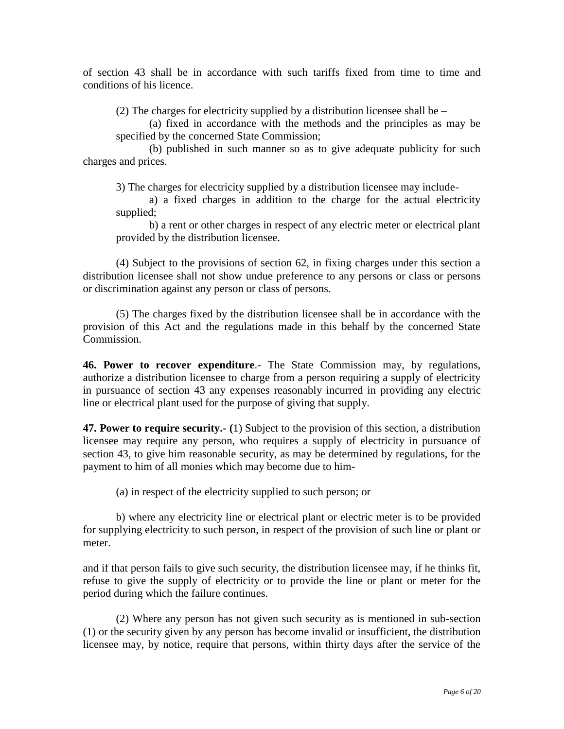of section 43 shall be in accordance with such tariffs fixed from time to time and conditions of his licence.

(2) The charges for electricity supplied by a distribution licensee shall be –

(a) fixed in accordance with the methods and the principles as may be specified by the concerned State Commission;

(b) published in such manner so as to give adequate publicity for such charges and prices.

3) The charges for electricity supplied by a distribution licensee may include-

a) a fixed charges in addition to the charge for the actual electricity supplied;

b) a rent or other charges in respect of any electric meter or electrical plant provided by the distribution licensee.

(4) Subject to the provisions of section 62, in fixing charges under this section a distribution licensee shall not show undue preference to any persons or class or persons or discrimination against any person or class of persons.

(5) The charges fixed by the distribution licensee shall be in accordance with the provision of this Act and the regulations made in this behalf by the concerned State Commission.

**46. Power to recover expenditure**.- The State Commission may, by regulations, authorize a distribution licensee to charge from a person requiring a supply of electricity in pursuance of section 43 any expenses reasonably incurred in providing any electric line or electrical plant used for the purpose of giving that supply.

**47. Power to require security.- (**1) Subject to the provision of this section, a distribution licensee may require any person, who requires a supply of electricity in pursuance of section 43, to give him reasonable security, as may be determined by regulations, for the payment to him of all monies which may become due to him-

(a) in respect of the electricity supplied to such person; or

b) where any electricity line or electrical plant or electric meter is to be provided for supplying electricity to such person, in respect of the provision of such line or plant or meter.

and if that person fails to give such security, the distribution licensee may, if he thinks fit, refuse to give the supply of electricity or to provide the line or plant or meter for the period during which the failure continues.

(2) Where any person has not given such security as is mentioned in sub-section (1) or the security given by any person has become invalid or insufficient, the distribution licensee may, by notice, require that persons, within thirty days after the service of the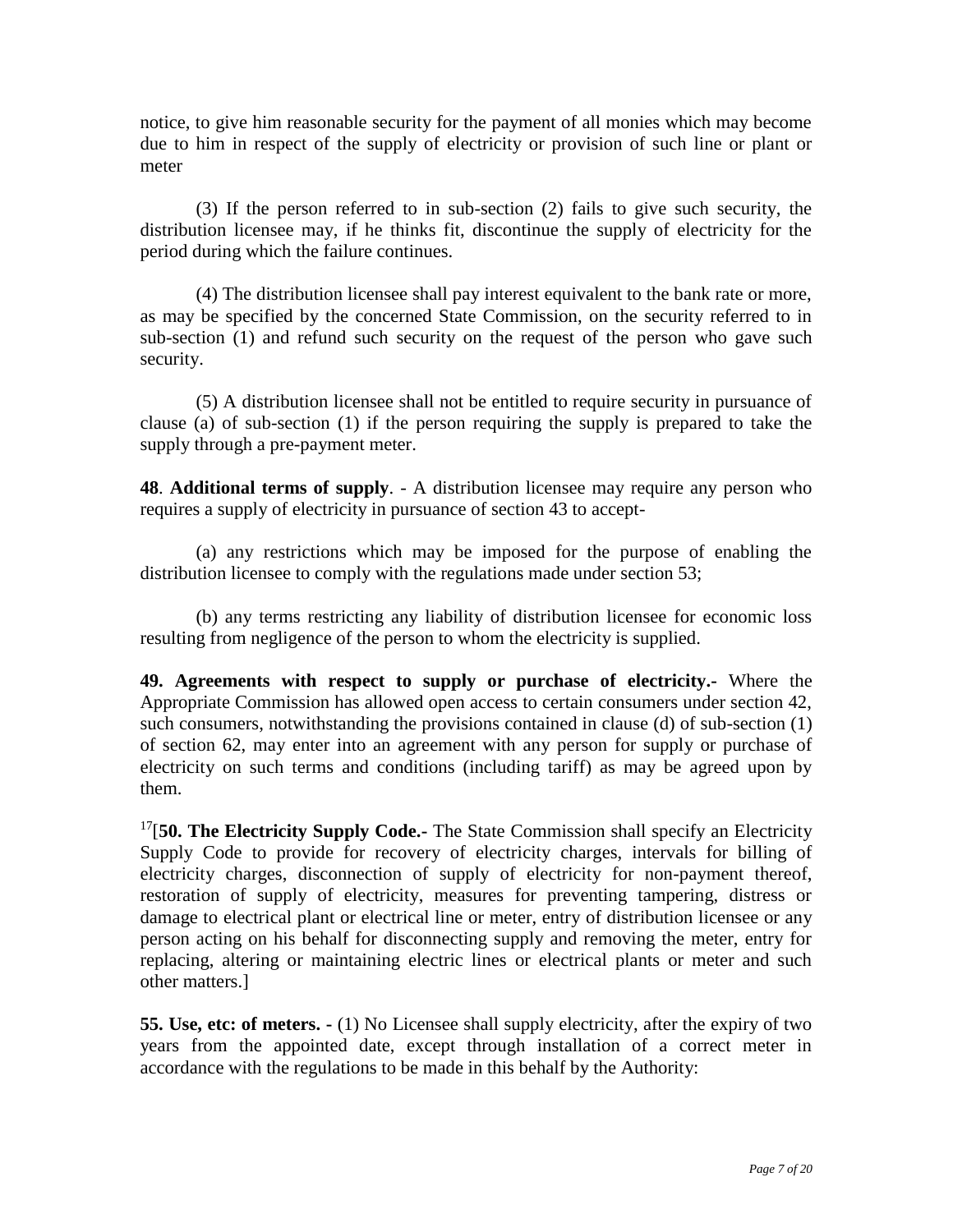notice, to give him reasonable security for the payment of all monies which may become due to him in respect of the supply of electricity or provision of such line or plant or meter

(3) If the person referred to in sub-section (2) fails to give such security, the distribution licensee may, if he thinks fit, discontinue the supply of electricity for the period during which the failure continues.

(4) The distribution licensee shall pay interest equivalent to the bank rate or more, as may be specified by the concerned State Commission, on the security referred to in sub-section (1) and refund such security on the request of the person who gave such security.

(5) A distribution licensee shall not be entitled to require security in pursuance of clause (a) of sub-section (1) if the person requiring the supply is prepared to take the supply through a pre-payment meter.

**48**. **Additional terms of supply**. - A distribution licensee may require any person who requires a supply of electricity in pursuance of section 43 to accept-

(a) any restrictions which may be imposed for the purpose of enabling the distribution licensee to comply with the regulations made under section 53;

(b) any terms restricting any liability of distribution licensee for economic loss resulting from negligence of the person to whom the electricity is supplied.

**49. Agreements with respect to supply or purchase of electricity.-** Where the Appropriate Commission has allowed open access to certain consumers under section 42, such consumers, notwithstanding the provisions contained in clause (d) of sub-section (1) of section 62, may enter into an agreement with any person for supply or purchase of electricity on such terms and conditions (including tariff) as may be agreed upon by them.

[17][**50. The Electricity Supply Code.-** The State Commission shall specify an Electricity Supply Code to provide for recovery of electricity charges, intervals for billing of electricity charges, disconnection of supply of electricity for non-payment thereof, restoration of supply of electricity, measures for preventing tampering, distress or damage to electrical plant or electrical line or meter, entry of distribution licensee or any person acting on his behalf for disconnecting supply and removing the meter, entry for replacing, altering or maintaining electric lines or electrical plants or meter and such other matters.]

**55. Use, etc: of meters. -** (1) No Licensee shall supply electricity, after the expiry of two years from the appointed date, except through installation of a correct meter in accordance with the regulations to be made in this behalf by the Authority: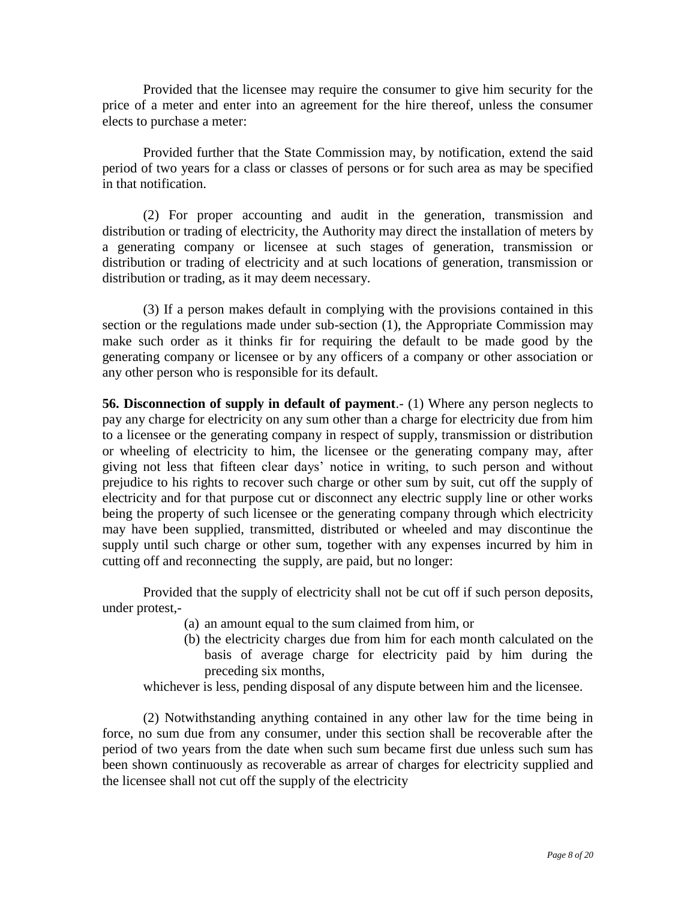Provided that the licensee may require the consumer to give him security for the price of a meter and enter into an agreement for the hire thereof, unless the consumer elects to purchase a meter:

Provided further that the State Commission may, by notification, extend the said period of two years for a class or classes of persons or for such area as may be specified in that notification.

(2) For proper accounting and audit in the generation, transmission and distribution or trading of electricity, the Authority may direct the installation of meters by a generating company or licensee at such stages of generation, transmission or distribution or trading of electricity and at such locations of generation, transmission or distribution or trading, as it may deem necessary.

(3) If a person makes default in complying with the provisions contained in this section or the regulations made under sub-section (1), the Appropriate Commission may make such order as it thinks fir for requiring the default to be made good by the generating company or licensee or by any officers of a company or other association or any other person who is responsible for its default.

**56. Disconnection of supply in default of payment**.- (1) Where any person neglects to pay any charge for electricity on any sum other than a charge for electricity due from him to a licensee or the generating company in respect of supply, transmission or distribution or wheeling of electricity to him, the licensee or the generating company may, after giving not less that fifteen clear days' notice in writing, to such person and without prejudice to his rights to recover such charge or other sum by suit, cut off the supply of electricity and for that purpose cut or disconnect any electric supply line or other works being the property of such licensee or the generating company through which electricity may have been supplied, transmitted, distributed or wheeled and may discontinue the supply until such charge or other sum, together with any expenses incurred by him in cutting off and reconnecting the supply, are paid, but no longer:

Provided that the supply of electricity shall not be cut off if such person deposits, under protest,-

(a) an amount equal to the sum claimed from him, or
(b) the electricity charges due from him for each month calculated on the basis of average charge for electricity paid by him during the preceding six months,

whichever is less, pending disposal of any dispute between him and the licensee.

(2) Notwithstanding anything contained in any other law for the time being in force, no sum due from any consumer, under this section shall be recoverable after the period of two years from the date when such sum became first due unless such sum has been shown continuously as recoverable as arrear of charges for electricity supplied and the licensee shall not cut off the supply of the electricity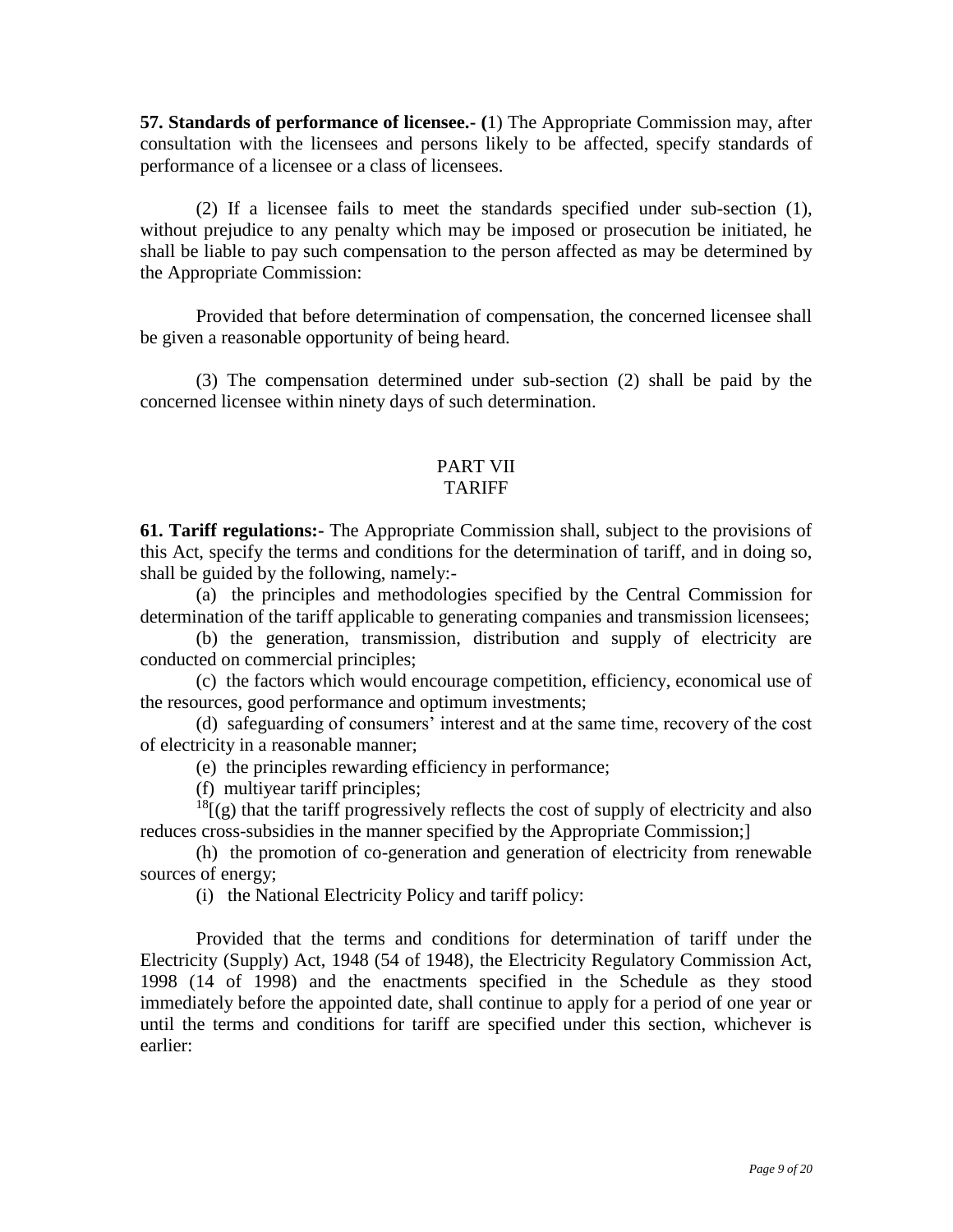**57. Standards of performance of licensee.- (**1) The Appropriate Commission may, after consultation with the licensees and persons likely to be affected, specify standards of performance of a licensee or a class of licensees.

(2) If a licensee fails to meet the standards specified under sub-section (1), without prejudice to any penalty which may be imposed or prosecution be initiated, he shall be liable to pay such compensation to the person affected as may be determined by the Appropriate Commission:

Provided that before determination of compensation, the concerned licensee shall be given a reasonable opportunity of being heard.

(3) The compensation determined under sub-section (2) shall be paid by the concerned licensee within ninety days of such determination.

## PART VII
## TARIFF

**61. Tariff regulations:-** The Appropriate Commission shall, subject to the provisions of this Act, specify the terms and conditions for the determination of tariff, and in doing so, shall be guided by the following, namely:-

(a) the principles and methodologies specified by the Central Commission for determination of the tariff applicable to generating companies and transmission licensees;

(b) the generation, transmission, distribution and supply of electricity are conducted on commercial principles;

(c) the factors which would encourage competition, efficiency, economical use of the resources, good performance and optimum investments;

(d) safeguarding of consumers' interest and at the same time, recovery of the cost of electricity in a reasonable manner;

(e) the principles rewarding efficiency in performance;

(f) multiyear tariff principles;

[18][(g) that the tariff progressively reflects the cost of supply of electricity and also reduces cross-subsidies in the manner specified by the Appropriate Commission;]

(h) the promotion of co-generation and generation of electricity from renewable sources of energy;

(i) the National Electricity Policy and tariff policy:

Provided that the terms and conditions for determination of tariff under the Electricity (Supply) Act, 1948 (54 of 1948), the Electricity Regulatory Commission Act, 1998 (14 of 1998) and the enactments specified in the Schedule as they stood immediately before the appointed date, shall continue to apply for a period of one year or until the terms and conditions for tariff are specified under this section, whichever is earlier: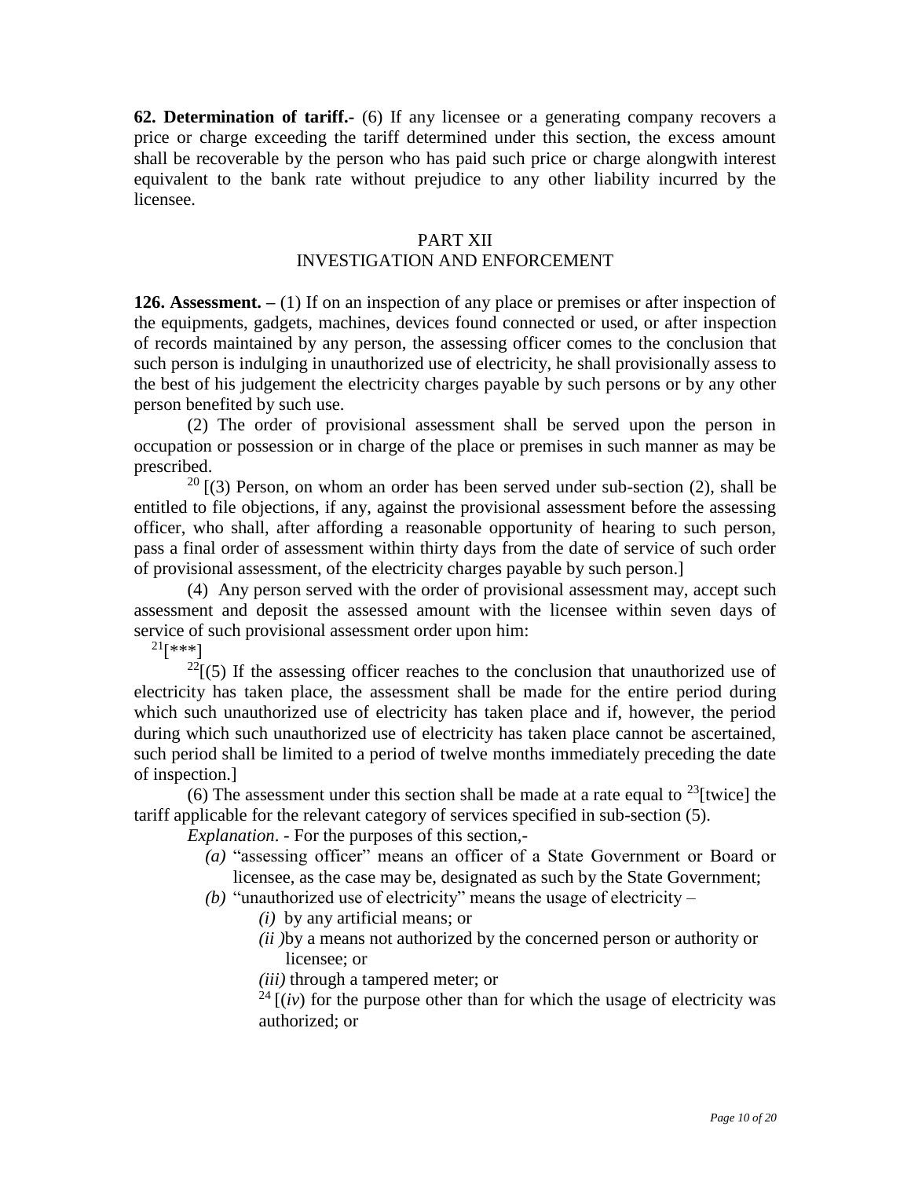**62. Determination of tariff.-** (6) If any licensee or a generating company recovers a price or charge exceeding the tariff determined under this section, the excess amount shall be recoverable by the person who has paid such price or charge alongwith interest equivalent to the bank rate without prejudice to any other liability incurred by the licensee.

## PART XII
## INVESTIGATION AND ENFORCEMENT

**126. Assessment. –** (1) If on an inspection of any place or premises or after inspection of the equipments, gadgets, machines, devices found connected or used, or after inspection of records maintained by any person, the assessing officer comes to the conclusion that such person is indulging in unauthorized use of electricity, he shall provisionally assess to the best of his judgement the electricity charges payable by such persons or by any other person benefited by such use.

(2) The order of provisional assessment shall be served upon the person in occupation or possession or in charge of the place or premises in such manner as may be prescribed.

[20] [(3) Person, on whom an order has been served under sub-section (2), shall be entitled to file objections, if any, against the provisional assessment before the assessing officer, who shall, after affording a reasonable opportunity of hearing to such person, pass a final order of assessment within thirty days from the date of service of such order of provisional assessment, of the electricity charges payable by such person.]

(4) Any person served with the order of provisional assessment may, accept such assessment and deposit the assessed amount with the licensee within seven days of service of such provisional assessment order upon him:

[21][***]

[22][(5) If the assessing officer reaches to the conclusion that unauthorized use of electricity has taken place, the assessment shall be made for the entire period during which such unauthorized use of electricity has taken place and if, however, the period during which such unauthorized use of electricity has taken place cannot be ascertained, such period shall be limited to a period of twelve months immediately preceding the date of inspection.]

(6) The assessment under this section shall be made at a rate equal to [23][twice] the tariff applicable for the relevant category of services specified in sub-section (5).

*Explanation*. - For the purposes of this section,-

*(a)* "assessing officer" means an officer of a State Government or Board or licensee, as the case may be, designated as such by the State Government;

*(b)* "unauthorized use of electricity" means the usage of electricity –

*(i)* by any artificial means; or

*(ii )*by a means not authorized by the concerned person or authority or licensee; or

*(iii)* through a tampered meter; or

[24] [(*iv*) for the purpose other than for which the usage of electricity was authorized; or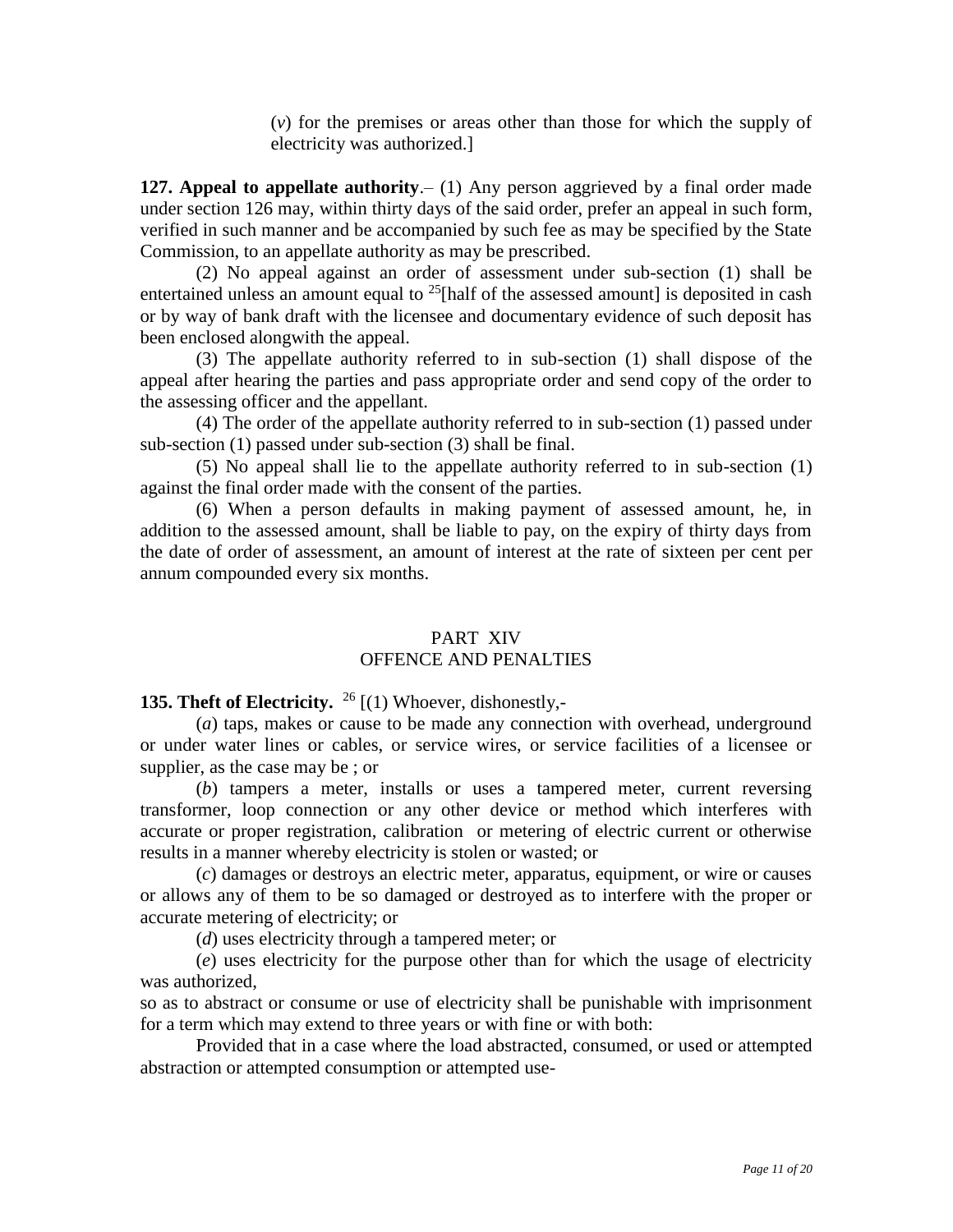(*v*) for the premises or areas other than those for which the supply of electricity was authorized.]

**127. Appeal to appellate authority**.– (1) Any person aggrieved by a final order made under section 126 may, within thirty days of the said order, prefer an appeal in such form, verified in such manner and be accompanied by such fee as may be specified by the State Commission, to an appellate authority as may be prescribed.

(2) No appeal against an order of assessment under sub-section (1) shall be entertained unless an amount equal to [25][half of the assessed amount] is deposited in cash or by way of bank draft with the licensee and documentary evidence of such deposit has been enclosed alongwith the appeal.

(3) The appellate authority referred to in sub-section (1) shall dispose of the appeal after hearing the parties and pass appropriate order and send copy of the order to the assessing officer and the appellant.

(4) The order of the appellate authority referred to in sub-section (1) passed under sub-section (1) passed under sub-section (3) shall be final.

(5) No appeal shall lie to the appellate authority referred to in sub-section (1) against the final order made with the consent of the parties.

(6) When a person defaults in making payment of assessed amount, he, in addition to the assessed amount, shall be liable to pay, on the expiry of thirty days from the date of order of assessment, an amount of interest at the rate of sixteen per cent per annum compounded every six months.

## PART XIV
## OFFENCE AND PENALTIES

**135. Theft of Electricity.** [26] [(1) Whoever, dishonestly,-

(*a*) taps, makes or cause to be made any connection with overhead, underground or under water lines or cables, or service wires, or service facilities of a licensee or supplier, as the case may be ; or

(*b*) tampers a meter, installs or uses a tampered meter, current reversing transformer, loop connection or any other device or method which interferes with accurate or proper registration, calibration or metering of electric current or otherwise results in a manner whereby electricity is stolen or wasted; or

(*c*) damages or destroys an electric meter, apparatus, equipment, or wire or causes or allows any of them to be so damaged or destroyed as to interfere with the proper or accurate metering of electricity; or

(*d*) uses electricity through a tampered meter; or

(*e*) uses electricity for the purpose other than for which the usage of electricity was authorized,

so as to abstract or consume or use of electricity shall be punishable with imprisonment for a term which may extend to three years or with fine or with both:

Provided that in a case where the load abstracted, consumed, or used or attempted abstraction or attempted consumption or attempted use-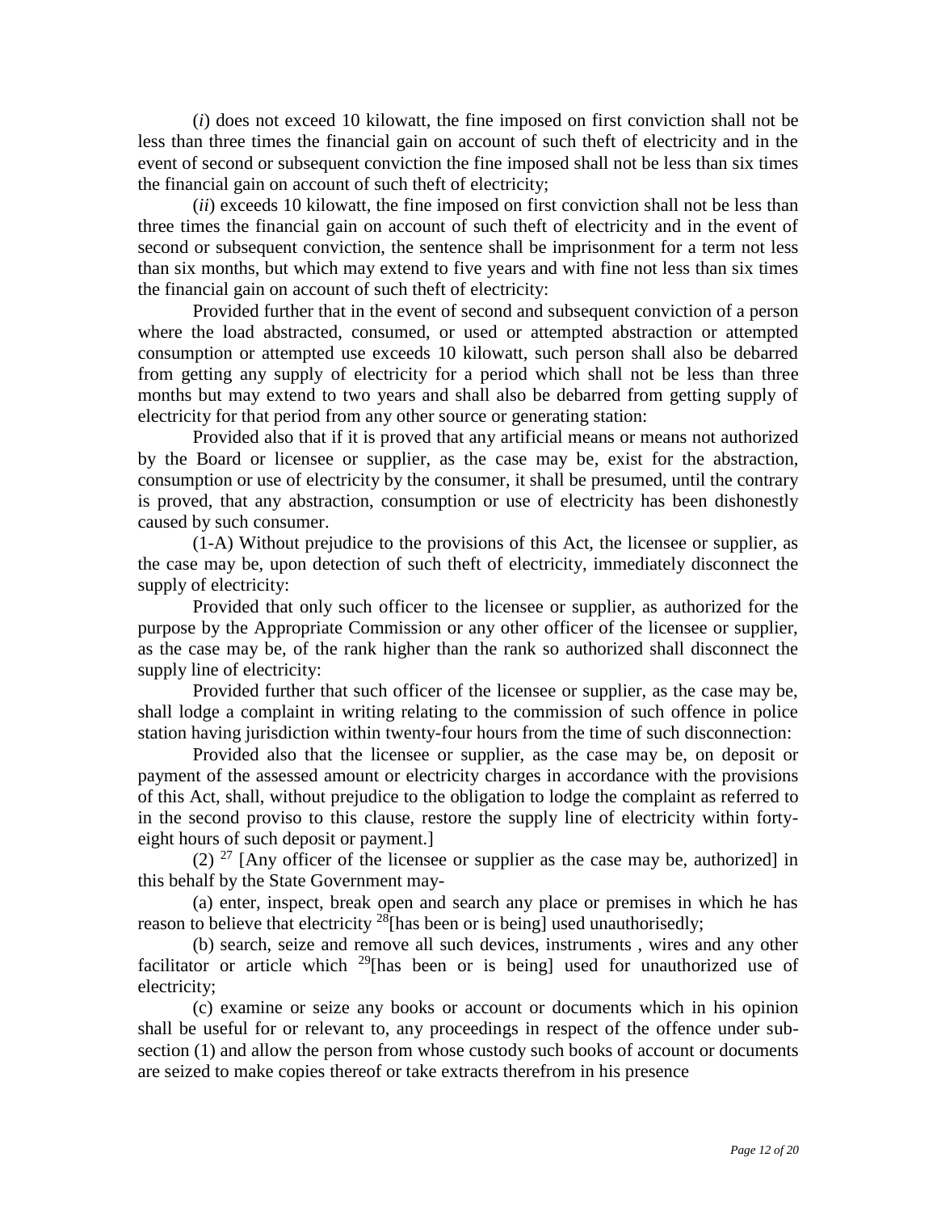(*i*) does not exceed 10 kilowatt, the fine imposed on first conviction shall not be less than three times the financial gain on account of such theft of electricity and in the event of second or subsequent conviction the fine imposed shall not be less than six times the financial gain on account of such theft of electricity;

(*ii*) exceeds 10 kilowatt, the fine imposed on first conviction shall not be less than three times the financial gain on account of such theft of electricity and in the event of second or subsequent conviction, the sentence shall be imprisonment for a term not less than six months, but which may extend to five years and with fine not less than six times the financial gain on account of such theft of electricity:

Provided further that in the event of second and subsequent conviction of a person where the load abstracted, consumed, or used or attempted abstraction or attempted consumption or attempted use exceeds 10 kilowatt, such person shall also be debarred from getting any supply of electricity for a period which shall not be less than three months but may extend to two years and shall also be debarred from getting supply of electricity for that period from any other source or generating station:

Provided also that if it is proved that any artificial means or means not authorized by the Board or licensee or supplier, as the case may be, exist for the abstraction, consumption or use of electricity by the consumer, it shall be presumed, until the contrary is proved, that any abstraction, consumption or use of electricity has been dishonestly caused by such consumer.

(1-A) Without prejudice to the provisions of this Act, the licensee or supplier, as the case may be, upon detection of such theft of electricity, immediately disconnect the supply of electricity:

Provided that only such officer to the licensee or supplier, as authorized for the purpose by the Appropriate Commission or any other officer of the licensee or supplier, as the case may be, of the rank higher than the rank so authorized shall disconnect the supply line of electricity:

Provided further that such officer of the licensee or supplier, as the case may be, shall lodge a complaint in writing relating to the commission of such offence in police station having jurisdiction within twenty-four hours from the time of such disconnection:

Provided also that the licensee or supplier, as the case may be, on deposit or payment of the assessed amount or electricity charges in accordance with the provisions of this Act, shall, without prejudice to the obligation to lodge the complaint as referred to in the second proviso to this clause, restore the supply line of electricity within forty-eight hours of such deposit or payment.]

(2) [27] [Any officer of the licensee or supplier as the case may be, authorized] in this behalf by the State Government may-

(a) enter, inspect, break open and search any place or premises in which he has reason to believe that electricity [28][has been or is being] used unauthorisedly;

(b) search, seize and remove all such devices, instruments , wires and any other facilitator or article which [29][has been or is being] used for unauthorized use of electricity;

(c) examine or seize any books or account or documents which in his opinion shall be useful for or relevant to, any proceedings in respect of the offence under sub-section (1) and allow the person from whose custody such books of account or documents are seized to make copies thereof or take extracts therefrom in his presence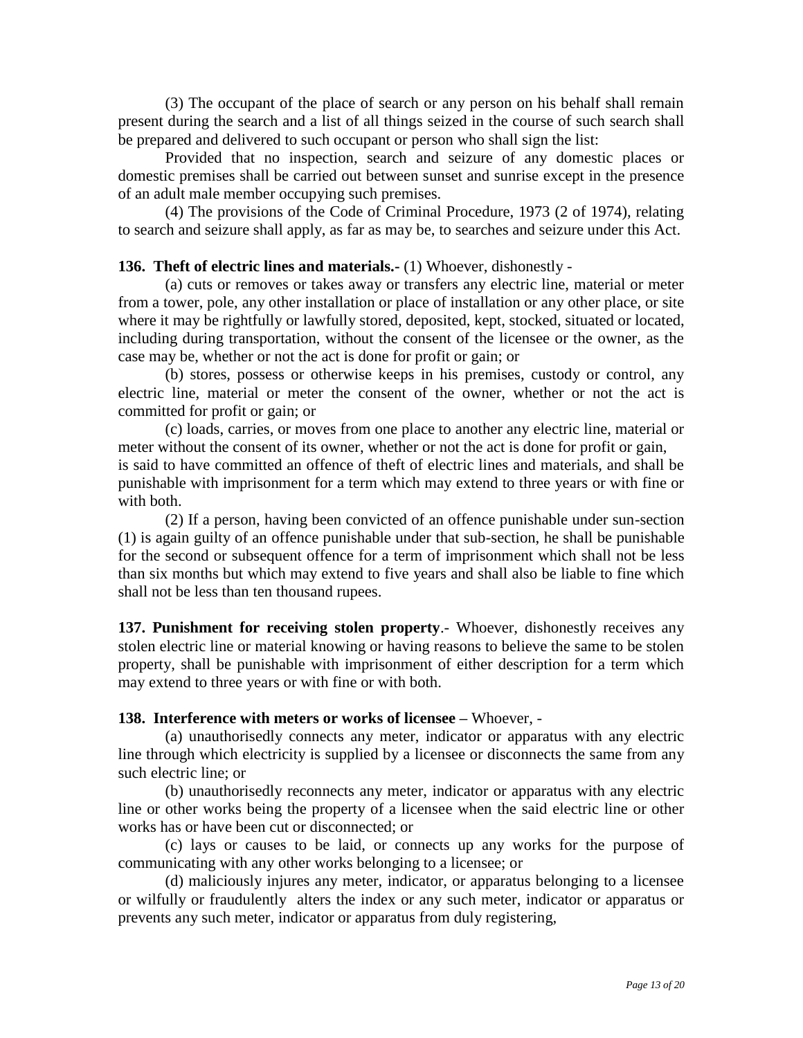(3) The occupant of the place of search or any person on his behalf shall remain present during the search and a list of all things seized in the course of such search shall be prepared and delivered to such occupant or person who shall sign the list:

Provided that no inspection, search and seizure of any domestic places or domestic premises shall be carried out between sunset and sunrise except in the presence of an adult male member occupying such premises.

(4) The provisions of the Code of Criminal Procedure, 1973 (2 of 1974), relating to search and seizure shall apply, as far as may be, to searches and seizure under this Act.

**136. Theft of electric lines and materials.-** (1) Whoever, dishonestly -

(a) cuts or removes or takes away or transfers any electric line, material or meter from a tower, pole, any other installation or place of installation or any other place, or site where it may be rightfully or lawfully stored, deposited, kept, stocked, situated or located, including during transportation, without the consent of the licensee or the owner, as the case may be, whether or not the act is done for profit or gain; or

(b) stores, possess or otherwise keeps in his premises, custody or control, any electric line, material or meter the consent of the owner, whether or not the act is committed for profit or gain; or

(c) loads, carries, or moves from one place to another any electric line, material or meter without the consent of its owner, whether or not the act is done for profit or gain,

is said to have committed an offence of theft of electric lines and materials, and shall be punishable with imprisonment for a term which may extend to three years or with fine or with both.

(2) If a person, having been convicted of an offence punishable under sun-section (1) is again guilty of an offence punishable under that sub-section, he shall be punishable for the second or subsequent offence for a term of imprisonment which shall not be less than six months but which may extend to five years and shall also be liable to fine which shall not be less than ten thousand rupees.

**137. Punishment for receiving stolen property**.- Whoever, dishonestly receives any stolen electric line or material knowing or having reasons to believe the same to be stolen property, shall be punishable with imprisonment of either description for a term which may extend to three years or with fine or with both.

**138. Interference with meters or works of licensee –** Whoever, -

(a) unauthorisedly connects any meter, indicator or apparatus with any electric line through which electricity is supplied by a licensee or disconnects the same from any such electric line; or

(b) unauthorisedly reconnects any meter, indicator or apparatus with any electric line or other works being the property of a licensee when the said electric line or other works has or have been cut or disconnected; or

(c) lays or causes to be laid, or connects up any works for the purpose of communicating with any other works belonging to a licensee; or

(d) maliciously injures any meter, indicator, or apparatus belonging to a licensee or wilfully or fraudulently alters the index or any such meter, indicator or apparatus or prevents any such meter, indicator or apparatus from duly registering,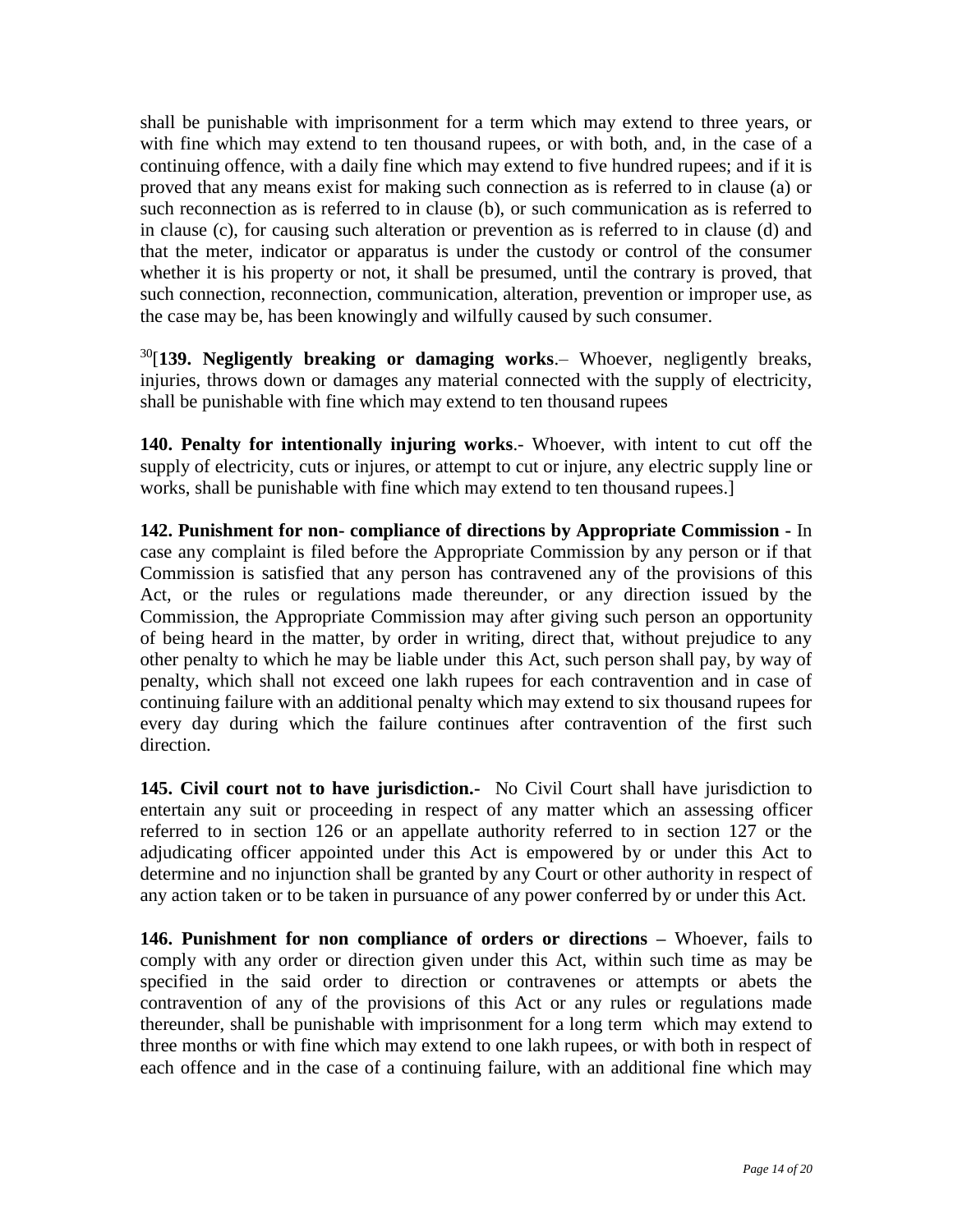shall be punishable with imprisonment for a term which may extend to three years, or with fine which may extend to ten thousand rupees, or with both, and, in the case of a continuing offence, with a daily fine which may extend to five hundred rupees; and if it is proved that any means exist for making such connection as is referred to in clause (a) or such reconnection as is referred to in clause (b), or such communication as is referred to in clause (c), for causing such alteration or prevention as is referred to in clause (d) and that the meter, indicator or apparatus is under the custody or control of the consumer whether it is his property or not, it shall be presumed, until the contrary is proved, that such connection, reconnection, communication, alteration, prevention or improper use, as the case may be, has been knowingly and wilfully caused by such consumer.

[30][**139. Negligently breaking or damaging works**.– Whoever, negligently breaks, injuries, throws down or damages any material connected with the supply of electricity, shall be punishable with fine which may extend to ten thousand rupees

**140. Penalty for intentionally injuring works**.- Whoever, with intent to cut off the supply of electricity, cuts or injures, or attempt to cut or injure, any electric supply line or works, shall be punishable with fine which may extend to ten thousand rupees.]

**142. Punishment for non- compliance of directions by Appropriate Commission -** In case any complaint is filed before the Appropriate Commission by any person or if that Commission is satisfied that any person has contravened any of the provisions of this Act, or the rules or regulations made thereunder, or any direction issued by the Commission, the Appropriate Commission may after giving such person an opportunity of being heard in the matter, by order in writing, direct that, without prejudice to any other penalty to which he may be liable under this Act, such person shall pay, by way of penalty, which shall not exceed one lakh rupees for each contravention and in case of continuing failure with an additional penalty which may extend to six thousand rupees for every day during which the failure continues after contravention of the first such direction.

**145. Civil court not to have jurisdiction.-** No Civil Court shall have jurisdiction to entertain any suit or proceeding in respect of any matter which an assessing officer referred to in section 126 or an appellate authority referred to in section 127 or the adjudicating officer appointed under this Act is empowered by or under this Act to determine and no injunction shall be granted by any Court or other authority in respect of any action taken or to be taken in pursuance of any power conferred by or under this Act.

**146. Punishment for non compliance of orders or directions –** Whoever, fails to comply with any order or direction given under this Act, within such time as may be specified in the said order to direction or contravenes or attempts or abets the contravention of any of the provisions of this Act or any rules or regulations made thereunder, shall be punishable with imprisonment for a long term which may extend to three months or with fine which may extend to one lakh rupees, or with both in respect of each offence and in the case of a continuing failure, with an additional fine which may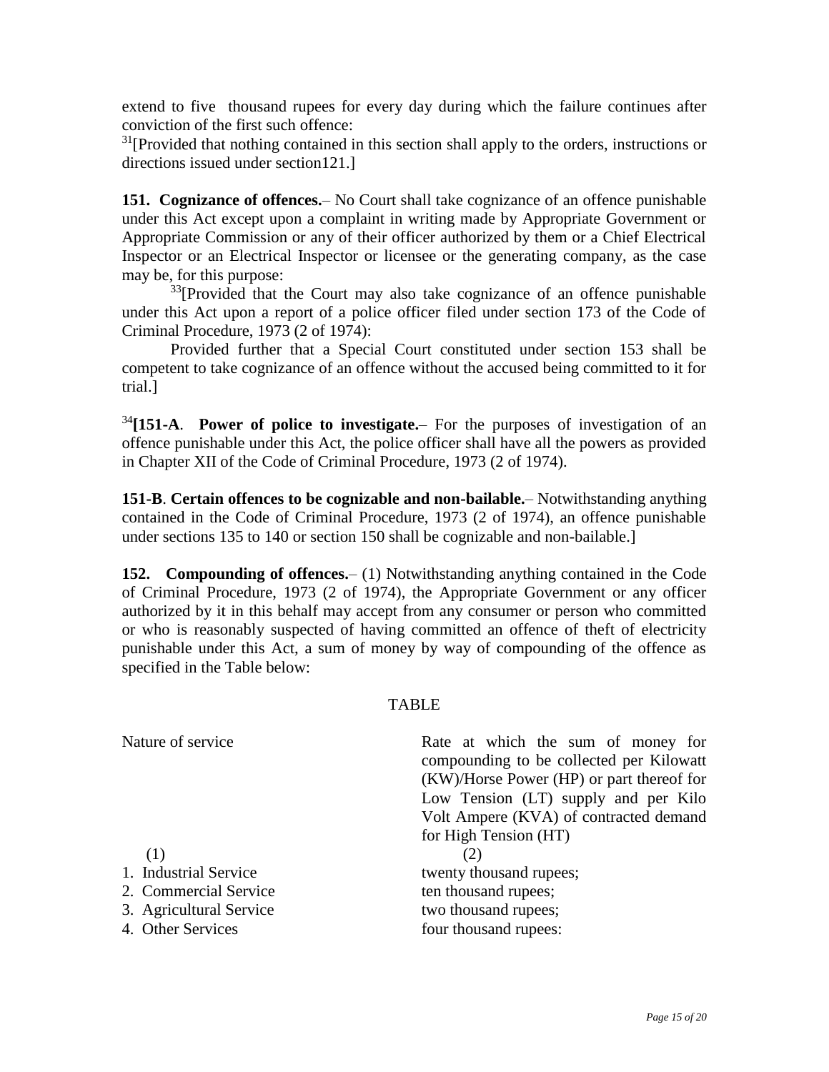extend to five thousand rupees for every day during which the failure continues after conviction of the first such offence:

[31][Provided that nothing contained in this section shall apply to the orders, instructions or directions issued under section121.]

**151. Cognizance of offences.**– No Court shall take cognizance of an offence punishable under this Act except upon a complaint in writing made by Appropriate Government or Appropriate Commission or any of their officer authorized by them or a Chief Electrical Inspector or an Electrical Inspector or licensee or the generating company, as the case may be, for this purpose:

[33][Provided that the Court may also take cognizance of an offence punishable under this Act upon a report of a police officer filed under section 173 of the Code of Criminal Procedure, 1973 (2 of 1974):

Provided further that a Special Court constituted under section 153 shall be competent to take cognizance of an offence without the accused being committed to it for trial.]

[34]**[151-A**. **Power of police to investigate.**– For the purposes of investigation of an offence punishable under this Act, the police officer shall have all the powers as provided in Chapter XII of the Code of Criminal Procedure, 1973 (2 of 1974).

**151-B**. **Certain offences to be cognizable and non-bailable.**– Notwithstanding anything contained in the Code of Criminal Procedure, 1973 (2 of 1974), an offence punishable under sections 135 to 140 or section 150 shall be cognizable and non-bailable.]

**152. Compounding of offences.**– (1) Notwithstanding anything contained in the Code of Criminal Procedure, 1973 (2 of 1974), the Appropriate Government or any officer authorized by it in this behalf may accept from any consumer or person who committed or who is reasonably suspected of having committed an offence of theft of electricity punishable under this Act, a sum of money by way of compounding of the offence as specified in the Table below:

TABLE

| Nature of service | Rate at which the sum of money for compounding to be collected per Kilowatt (KW)/Horse Power (HP) or part thereof for Low Tension (LT) supply and per Kilo Volt Ampere (KVA) of contracted demand for High Tension (HT) |
|---|---|
| (1) | (2) |
| 1. Industrial Service | twenty thousand rupees; |
| 2. Commercial Service | ten thousand rupees; |
| 3. Agricultural Service | two thousand rupees; |
| 4. Other Services | four thousand rupees: |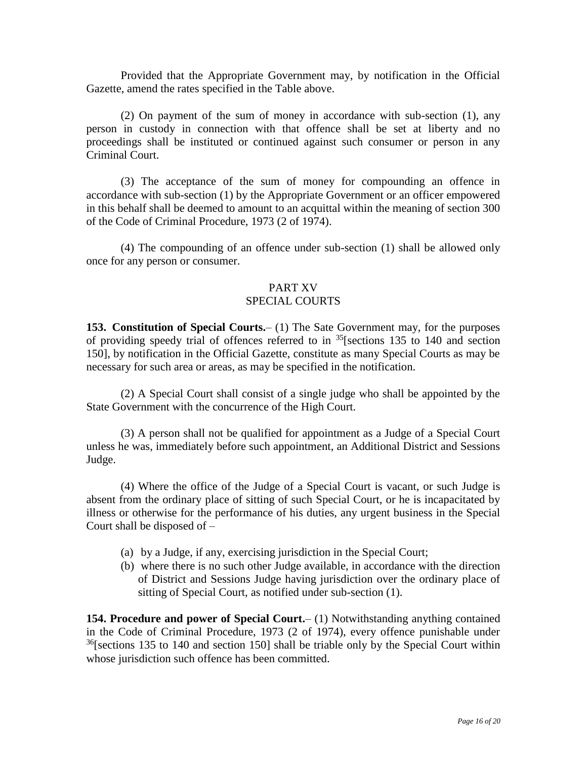Provided that the Appropriate Government may, by notification in the Official Gazette, amend the rates specified in the Table above.

(2) On payment of the sum of money in accordance with sub-section (1), any person in custody in connection with that offence shall be set at liberty and no proceedings shall be instituted or continued against such consumer or person in any Criminal Court.

(3) The acceptance of the sum of money for compounding an offence in accordance with sub-section (1) by the Appropriate Government or an officer empowered in this behalf shall be deemed to amount to an acquittal within the meaning of section 300 of the Code of Criminal Procedure, 1973 (2 of 1974).

(4) The compounding of an offence under sub-section (1) shall be allowed only once for any person or consumer.

## PART XV
## SPECIAL COURTS

**153. Constitution of Special Courts.**– (1) The Sate Government may, for the purposes of providing speedy trial of offences referred to in [35][sections 135 to 140 and section 150], by notification in the Official Gazette, constitute as many Special Courts as may be necessary for such area or areas, as may be specified in the notification.

(2) A Special Court shall consist of a single judge who shall be appointed by the State Government with the concurrence of the High Court.

(3) A person shall not be qualified for appointment as a Judge of a Special Court unless he was, immediately before such appointment, an Additional District and Sessions Judge.

(4) Where the office of the Judge of a Special Court is vacant, or such Judge is absent from the ordinary place of sitting of such Special Court, or he is incapacitated by illness or otherwise for the performance of his duties, any urgent business in the Special Court shall be disposed of –

(a) by a Judge, if any, exercising jurisdiction in the Special Court;
(b) where there is no such other Judge available, in accordance with the direction of District and Sessions Judge having jurisdiction over the ordinary place of sitting of Special Court, as notified under sub-section (1).

**154. Procedure and power of Special Court.**– (1) Notwithstanding anything contained in the Code of Criminal Procedure, 1973 (2 of 1974), every offence punishable under [36][sections 135 to 140 and section 150] shall be triable only by the Special Court within whose jurisdiction such offence has been committed.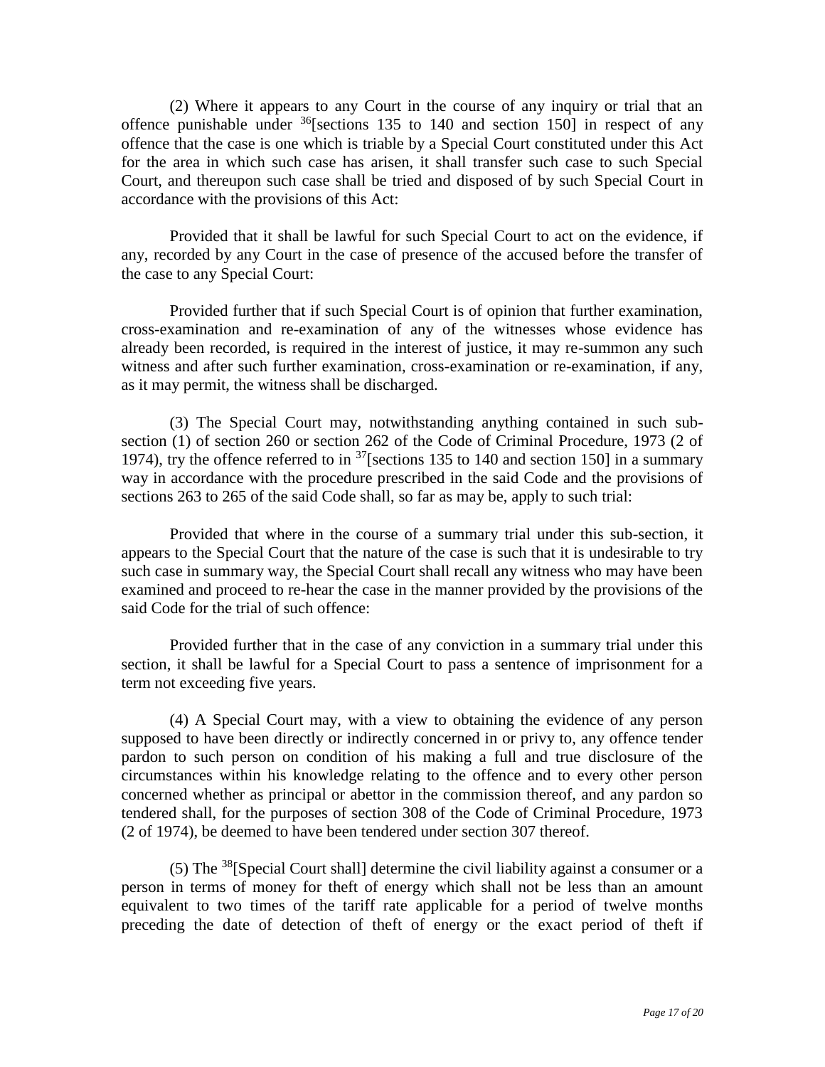(2) Where it appears to any Court in the course of any inquiry or trial that an offence punishable under [36][sections 135 to 140 and section 150] in respect of any offence that the case is one which is triable by a Special Court constituted under this Act for the area in which such case has arisen, it shall transfer such case to such Special Court, and thereupon such case shall be tried and disposed of by such Special Court in accordance with the provisions of this Act:

Provided that it shall be lawful for such Special Court to act on the evidence, if any, recorded by any Court in the case of presence of the accused before the transfer of the case to any Special Court:

Provided further that if such Special Court is of opinion that further examination, cross-examination and re-examination of any of the witnesses whose evidence has already been recorded, is required in the interest of justice, it may re-summon any such witness and after such further examination, cross-examination or re-examination, if any, as it may permit, the witness shall be discharged.

(3) The Special Court may, notwithstanding anything contained in such sub-section (1) of section 260 or section 262 of the Code of Criminal Procedure, 1973 (2 of 1974), try the offence referred to in [37][sections 135 to 140 and section 150] in a summary way in accordance with the procedure prescribed in the said Code and the provisions of sections 263 to 265 of the said Code shall, so far as may be, apply to such trial:

Provided that where in the course of a summary trial under this sub-section, it appears to the Special Court that the nature of the case is such that it is undesirable to try such case in summary way, the Special Court shall recall any witness who may have been examined and proceed to re-hear the case in the manner provided by the provisions of the said Code for the trial of such offence:

Provided further that in the case of any conviction in a summary trial under this section, it shall be lawful for a Special Court to pass a sentence of imprisonment for a term not exceeding five years.

(4) A Special Court may, with a view to obtaining the evidence of any person supposed to have been directly or indirectly concerned in or privy to, any offence tender pardon to such person on condition of his making a full and true disclosure of the circumstances within his knowledge relating to the offence and to every other person concerned whether as principal or abettor in the commission thereof, and any pardon so tendered shall, for the purposes of section 308 of the Code of Criminal Procedure, 1973 (2 of 1974), be deemed to have been tendered under section 307 thereof.

(5) The [38][Special Court shall] determine the civil liability against a consumer or a person in terms of money for theft of energy which shall not be less than an amount equivalent to two times of the tariff rate applicable for a period of twelve months preceding the date of detection of theft of energy or the exact period of theft if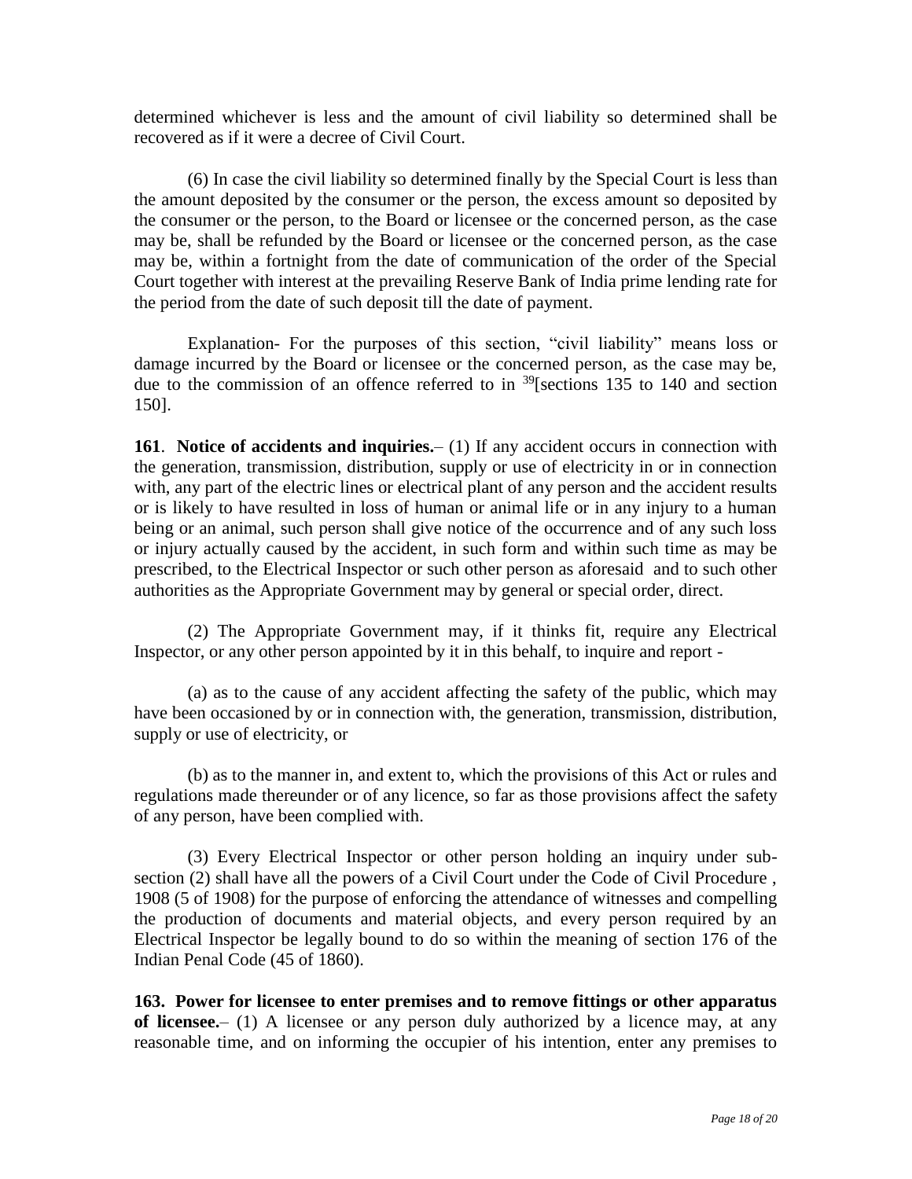determined whichever is less and the amount of civil liability so determined shall be recovered as if it were a decree of Civil Court.

(6) In case the civil liability so determined finally by the Special Court is less than the amount deposited by the consumer or the person, the excess amount so deposited by the consumer or the person, to the Board or licensee or the concerned person, as the case may be, shall be refunded by the Board or licensee or the concerned person, as the case may be, within a fortnight from the date of communication of the order of the Special Court together with interest at the prevailing Reserve Bank of India prime lending rate for the period from the date of such deposit till the date of payment.

Explanation- For the purposes of this section, "civil liability" means loss or damage incurred by the Board or licensee or the concerned person, as the case may be, due to the commission of an offence referred to in [39][sections 135 to 140 and section 150].

**161**. **Notice of accidents and inquiries.**– (1) If any accident occurs in connection with the generation, transmission, distribution, supply or use of electricity in or in connection with, any part of the electric lines or electrical plant of any person and the accident results or is likely to have resulted in loss of human or animal life or in any injury to a human being or an animal, such person shall give notice of the occurrence and of any such loss or injury actually caused by the accident, in such form and within such time as may be prescribed, to the Electrical Inspector or such other person as aforesaid and to such other authorities as the Appropriate Government may by general or special order, direct.

(2) The Appropriate Government may, if it thinks fit, require any Electrical Inspector, or any other person appointed by it in this behalf, to inquire and report -

(a) as to the cause of any accident affecting the safety of the public, which may have been occasioned by or in connection with, the generation, transmission, distribution, supply or use of electricity, or

(b) as to the manner in, and extent to, which the provisions of this Act or rules and regulations made thereunder or of any licence, so far as those provisions affect the safety of any person, have been complied with.

(3) Every Electrical Inspector or other person holding an inquiry under sub-section (2) shall have all the powers of a Civil Court under the Code of Civil Procedure , 1908 (5 of 1908) for the purpose of enforcing the attendance of witnesses and compelling the production of documents and material objects, and every person required by an Electrical Inspector be legally bound to do so within the meaning of section 176 of the Indian Penal Code (45 of 1860).

**163. Power for licensee to enter premises and to remove fittings or other apparatus of licensee.**– (1) A licensee or any person duly authorized by a licence may, at any reasonable time, and on informing the occupier of his intention, enter any premises to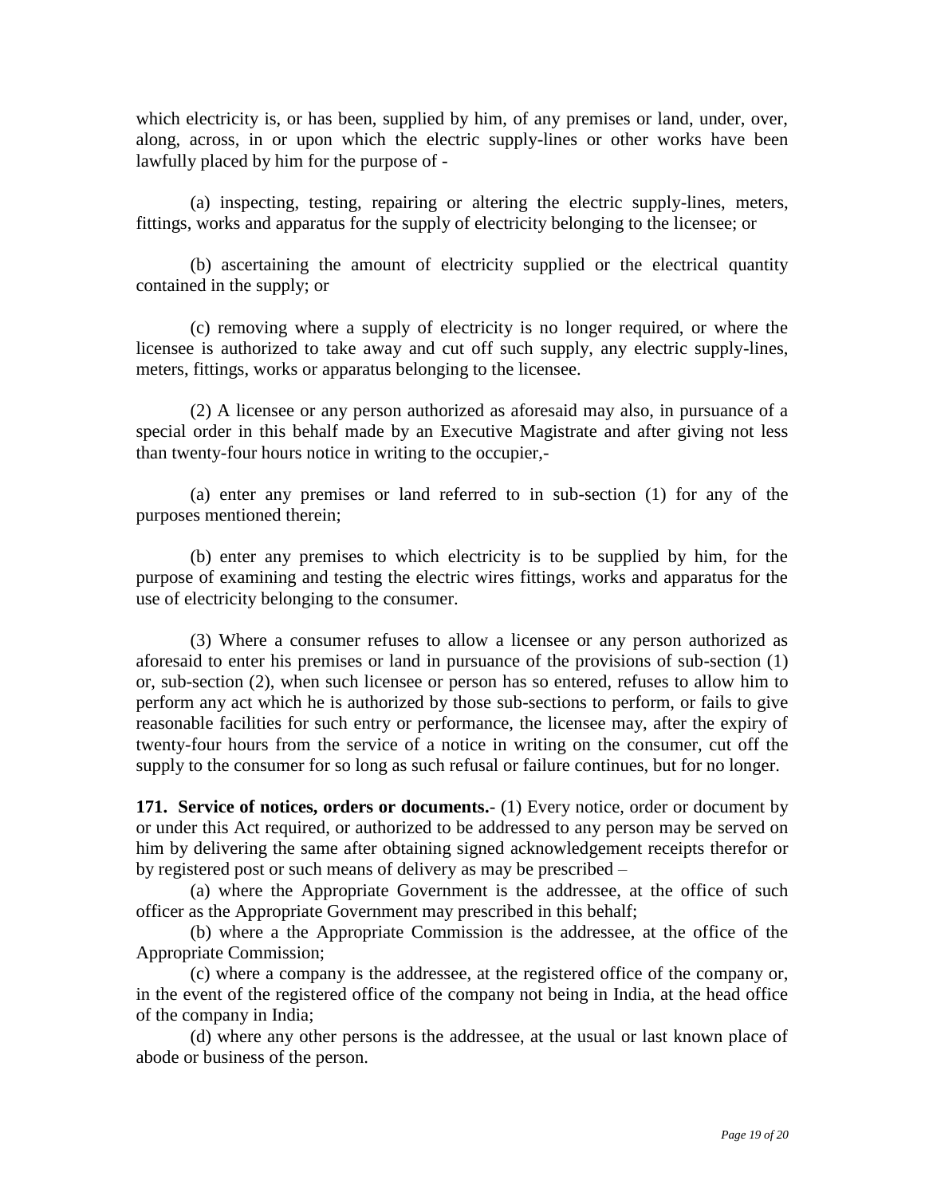which electricity is, or has been, supplied by him, of any premises or land, under, over, along, across, in or upon which the electric supply-lines or other works have been lawfully placed by him for the purpose of -

(a) inspecting, testing, repairing or altering the electric supply-lines, meters, fittings, works and apparatus for the supply of electricity belonging to the licensee; or

(b) ascertaining the amount of electricity supplied or the electrical quantity contained in the supply; or

(c) removing where a supply of electricity is no longer required, or where the licensee is authorized to take away and cut off such supply, any electric supply-lines, meters, fittings, works or apparatus belonging to the licensee.

(2) A licensee or any person authorized as aforesaid may also, in pursuance of a special order in this behalf made by an Executive Magistrate and after giving not less than twenty-four hours notice in writing to the occupier,-

(a) enter any premises or land referred to in sub-section (1) for any of the purposes mentioned therein;

(b) enter any premises to which electricity is to be supplied by him, for the purpose of examining and testing the electric wires fittings, works and apparatus for the use of electricity belonging to the consumer.

(3) Where a consumer refuses to allow a licensee or any person authorized as aforesaid to enter his premises or land in pursuance of the provisions of sub-section (1) or, sub-section (2), when such licensee or person has so entered, refuses to allow him to perform any act which he is authorized by those sub-sections to perform, or fails to give reasonable facilities for such entry or performance, the licensee may, after the expiry of twenty-four hours from the service of a notice in writing on the consumer, cut off the supply to the consumer for so long as such refusal or failure continues, but for no longer.

**171. Service of notices, orders or documents.**- (1) Every notice, order or document by or under this Act required, or authorized to be addressed to any person may be served on him by delivering the same after obtaining signed acknowledgement receipts therefor or by registered post or such means of delivery as may be prescribed –

(a) where the Appropriate Government is the addressee, at the office of such officer as the Appropriate Government may prescribed in this behalf;

(b) where a the Appropriate Commission is the addressee, at the office of the Appropriate Commission;

(c) where a company is the addressee, at the registered office of the company or, in the event of the registered office of the company not being in India, at the head office of the company in India;

(d) where any other persons is the addressee, at the usual or last known place of abode or business of the person.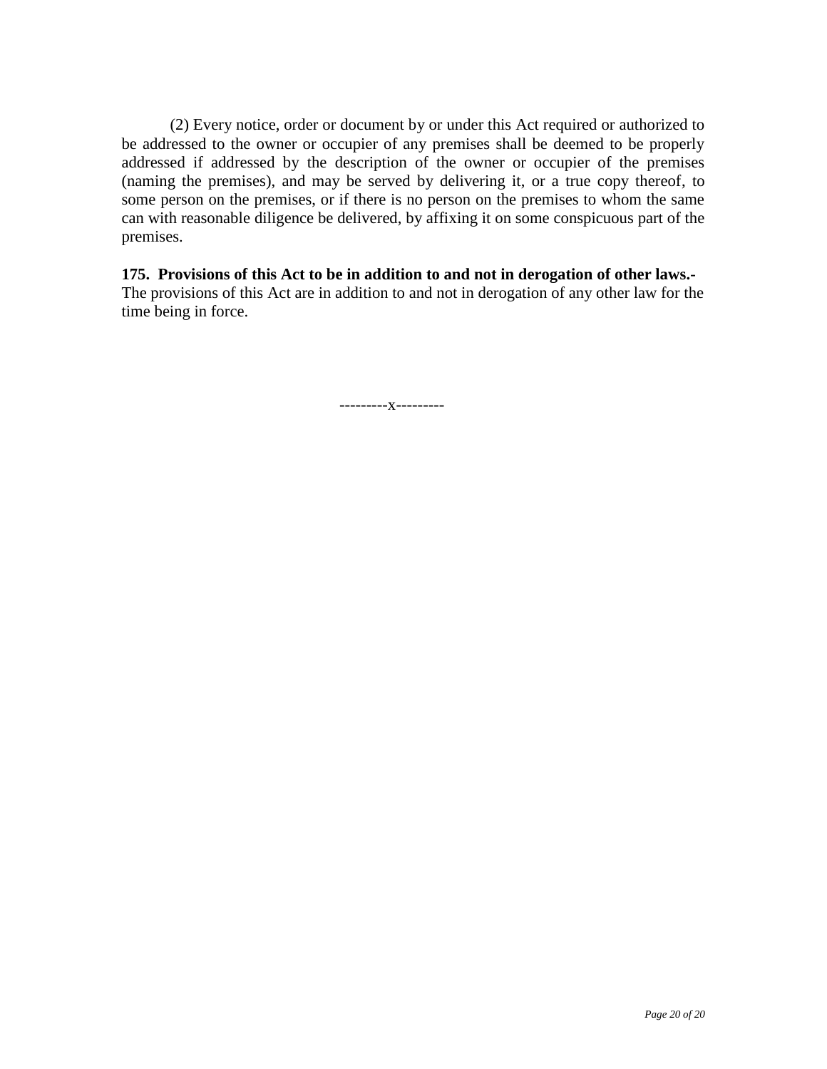(2) Every notice, order or document by or under this Act required or authorized to be addressed to the owner or occupier of any premises shall be deemed to be properly addressed if addressed by the description of the owner or occupier of the premises (naming the premises), and may be served by delivering it, or a true copy thereof, to some person on the premises, or if there is no person on the premises to whom the same can with reasonable diligence be delivered, by affixing it on some conspicuous part of the premises.

**175. Provisions of this Act to be in addition to and not in derogation of other laws.-** The provisions of this Act are in addition to and not in derogation of any other law for the time being in force.

---------x---------